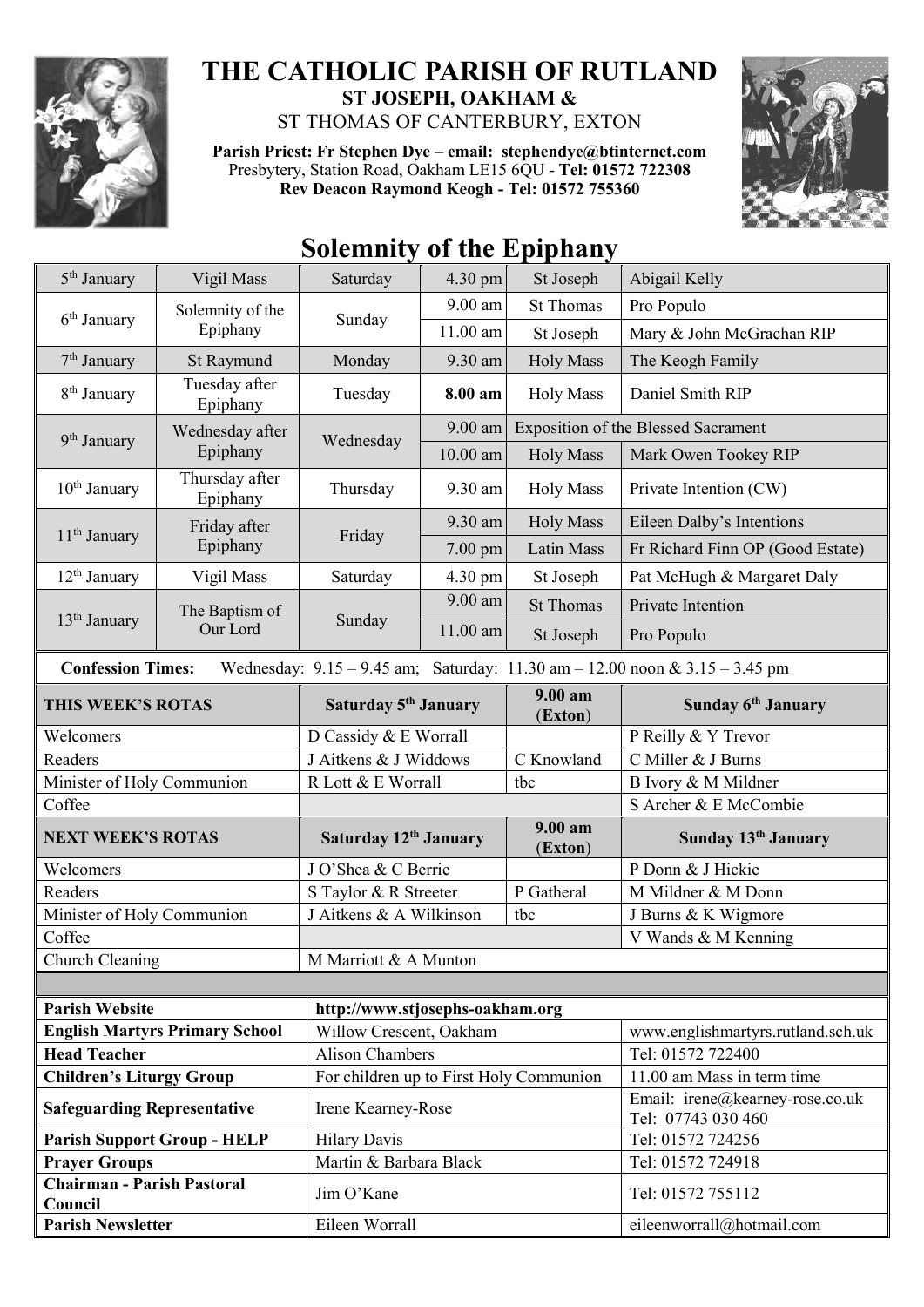# THE CATHOLIC PARISH OF RUTLAND

**ST JOSEPH, OAKHAM &**

ST THOMAS OF CANTERBURY, EXTON

**Parish Priest: Fr Stephen Dye** – **email: stephendye@btinternet.com**
Presbytery, Station Road, Oakham LE15 6QU - **Tel: 01572 722308**
**Rev Deacon Raymond Keogh - Tel: 01572 755360**

## Solemnity of the Epiphany

| | | | | | |
|---|---|---|---|---|---|
| 5th January | Vigil Mass | Saturday | 4.30 pm | St Joseph | Abigail Kelly |
| 6th January | Solemnity of the Epiphany | Sunday | 9.00 am | St Thomas | Pro Populo |
| | | | 11.00 am | St Joseph | Mary & John McGrachan RIP |
| 7th January | St Raymund | Monday | 9.30 am | Holy Mass | The Keogh Family |
| 8th January | Tuesday after Epiphany | Tuesday | **8.00 am** | Holy Mass | Daniel Smith RIP |
| 9th January | Wednesday after Epiphany | Wednesday | 9.00 am | Exposition of the Blessed Sacrament | |
| | | | 10.00 am | Holy Mass | Mark Owen Tookey RIP |
| 10th January | Thursday after Epiphany | Thursday | 9.30 am | Holy Mass | Private Intention (CW) |
| 11th January | Friday after Epiphany | Friday | 9.30 am | Holy Mass | Eileen Dalby's Intentions |
| | | | 7.00 pm | Latin Mass | Fr Richard Finn OP (Good Estate) |
| 12th January | Vigil Mass | Saturday | 4.30 pm | St Joseph | Pat McHugh & Margaret Daly |
| 13th January | The Baptism of Our Lord | Sunday | 9.00 am | St Thomas | Private Intention |
| | | | 11.00 am | St Joseph | Pro Populo |

**Confession Times:** Wednesday: 9.15 – 9.45 am; Saturday: 11.30 am – 12.00 noon & 3.15 – 3.45 pm

| **THIS WEEK'S ROTAS** | **Saturday 5th January** | **9.00 am (Exton)** | **Sunday 6th January** |
|---|---|---|---|
| Welcomers | D Cassidy & E Worrall | | P Reilly & Y Trevor |
| Readers | J Aitkens & J Widdows | C Knowland | C Miller & J Burns |
| Minister of Holy Communion | R Lott & E Worrall | tbc | B Ivory & M Mildner |
| Coffee | | | S Archer & E McCombie |
| **NEXT WEEK'S ROTAS** | **Saturday 12th January** | **9.00 am (Exton)** | **Sunday 13th January** |
| Welcomers | J O'Shea & C Berrie | | P Donn & J Hickie |
| Readers | S Taylor & R Streeter | P Gatheral | M Mildner & M Donn |
| Minister of Holy Communion | J Aitkens & A Wilkinson | tbc | J Burns & K Wigmore |
| Coffee | | | V Wands & M Kenning |
| Church Cleaning | M Marriott & A Munton | | |

| | | |
|---|---|---|
| **Parish Website** | **http://www.stjosephs-oakham.org** | |
| **English Martyrs Primary School** | Willow Crescent, Oakham | www.englishmartyrs.rutland.sch.uk |
| **Head Teacher** | Alison Chambers | Tel: 01572 722400 |
| **Children's Liturgy Group** | For children up to First Holy Communion | 11.00 am Mass in term time |
| **Safeguarding Representative** | Irene Kearney-Rose | Email: irene@kearney-rose.co.uk Tel: 07743 030 460 |
| **Parish Support Group - HELP** | Hilary Davis | Tel: 01572 724256 |
| **Prayer Groups** | Martin & Barbara Black | Tel: 01572 724918 |
| **Chairman - Parish Pastoral Council** | Jim O'Kane | Tel: 01572 755112 |
| **Parish Newsletter** | Eileen Worrall | eileenworrall@hotmail.com |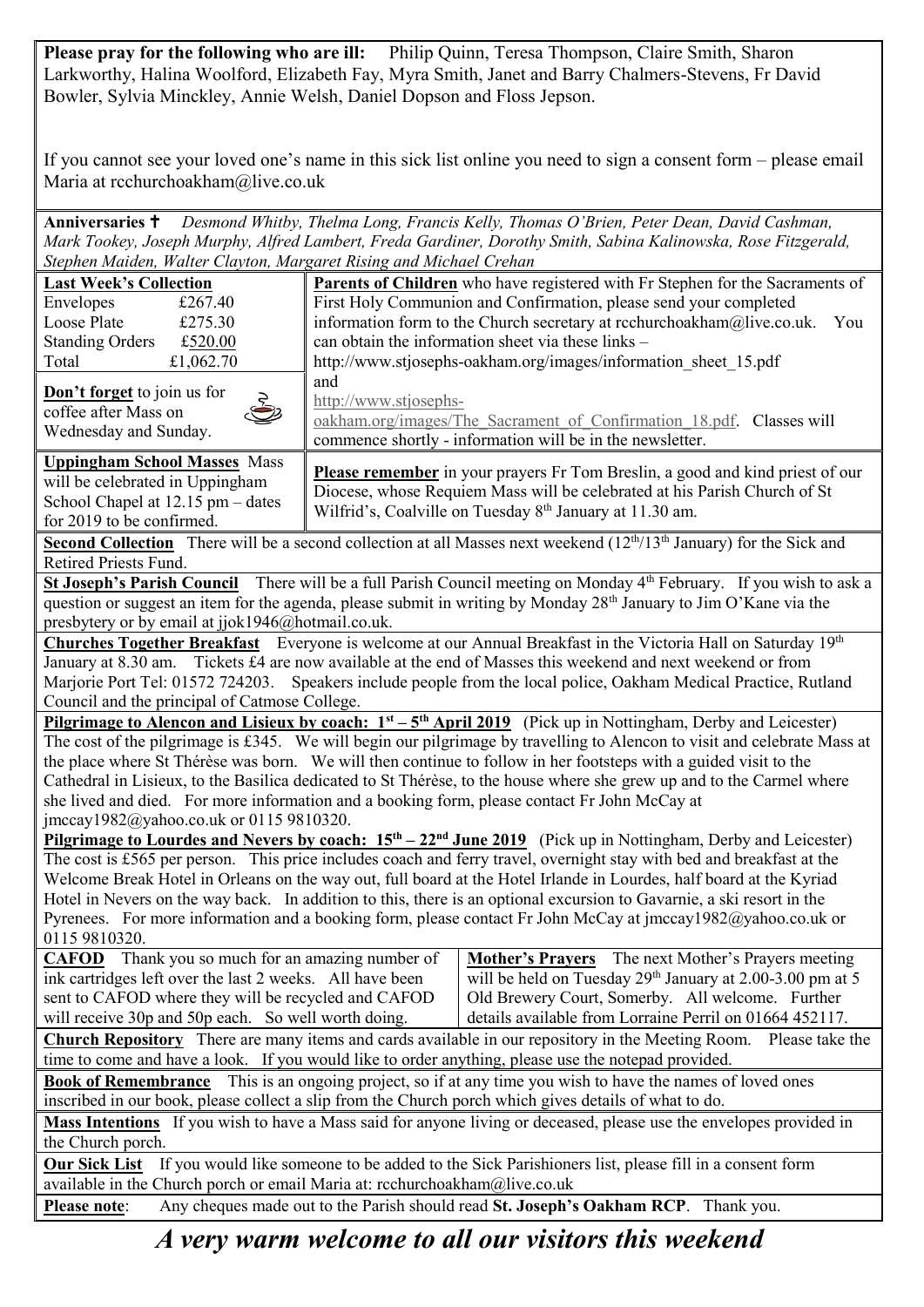**Please pray for the following who are ill:** Philip Quinn, Teresa Thompson, Claire Smith, Sharon Larkworthy, Halina Woolford, Elizabeth Fay, Myra Smith, Janet and Barry Chalmers-Stevens, Fr David Bowler, Sylvia Minckley, Annie Welsh, Daniel Dopson and Floss Jepson.

If you cannot see your loved one's name in this sick list online you need to sign a consent form – please email Maria at rcchurchoakham@live.co.uk

**Anniversaries ✝** *Desmond Whitby, Thelma Long, Francis Kelly, Thomas O'Brien, Peter Dean, David Cashman, Mark Tookey, Joseph Murphy, Alfred Lambert, Freda Gardiner, Dorothy Smith, Sabina Kalinowska, Rose Fitzgerald, Stephen Maiden, Walter Clayton, Margaret Rising and Michael Crehan*

**Last Week's Collection**

| | |
|---|---|
| Envelopes | £267.40 |
| Loose Plate | £275.30 |
| Standing Orders | £520.00 |
| Total | £1,062.70 |

**Don't forget** to join us for coffee after Mass on Wednesday and Sunday.

**Parents of Children** who have registered with Fr Stephen for the Sacraments of First Holy Communion and Confirmation, please send your completed information form to the Church secretary at rcchurchoakham@live.co.uk. You can obtain the information sheet via these links – http://www.stjosephs-oakham.org/images/information_sheet_15.pdf and http://www.stjosephs-oakham.org/images/The_Sacrament_of_Confirmation_18.pdf. Classes will commence shortly - information will be in the newsletter.

**Uppingham School Masses** Mass will be celebrated in Uppingham School Chapel at 12.15 pm – dates for 2019 to be confirmed.

**Please remember** in your prayers Fr Tom Breslin, a good and kind priest of our Diocese, whose Requiem Mass will be celebrated at his Parish Church of St Wilfrid's, Coalville on Tuesday 8th January at 11.30 am.

**Second Collection** There will be a second collection at all Masses next weekend (12th/13th January) for the Sick and Retired Priests Fund.

**St Joseph's Parish Council** There will be a full Parish Council meeting on Monday 4th February. If you wish to ask a question or suggest an item for the agenda, please submit in writing by Monday 28th January to Jim O'Kane via the presbytery or by email at jjok1946@hotmail.co.uk.

**Churches Together Breakfast** Everyone is welcome at our Annual Breakfast in the Victoria Hall on Saturday 19th January at 8.30 am. Tickets £4 are now available at the end of Masses this weekend and next weekend or from Marjorie Port Tel: 01572 724203. Speakers include people from the local police, Oakham Medical Practice, Rutland Council and the principal of Catmose College.

**Pilgrimage to Alencon and Lisieux by coach: 1st – 5th April 2019** (Pick up in Nottingham, Derby and Leicester) The cost of the pilgrimage is £345. We will begin our pilgrimage by travelling to Alencon to visit and celebrate Mass at the place where St Thérèse was born. We will then continue to follow in her footsteps with a guided visit to the Cathedral in Lisieux, to the Basilica dedicated to St Thérèse, to the house where she grew up and to the Carmel where she lived and died. For more information and a booking form, please contact Fr John McCay at jmccay1982@yahoo.co.uk or 0115 9810320.

**Pilgrimage to Lourdes and Nevers by coach: 15th – 22nd June 2019** (Pick up in Nottingham, Derby and Leicester) The cost is £565 per person. This price includes coach and ferry travel, overnight stay with bed and breakfast at the Welcome Break Hotel in Orleans on the way out, full board at the Hotel Irlande in Lourdes, half board at the Kyriad Hotel in Nevers on the way back. In addition to this, there is an optional excursion to Gavarnie, a ski resort in the Pyrenees. For more information and a booking form, please contact Fr John McCay at jmccay1982@yahoo.co.uk or 0115 9810320.

**CAFOD** Thank you so much for an amazing number of ink cartridges left over the last 2 weeks. All have been sent to CAFOD where they will be recycled and CAFOD will receive 30p and 50p each. So well worth doing.

**Mother's Prayers** The next Mother's Prayers meeting will be held on Tuesday 29th January at 2.00-3.00 pm at 5 Old Brewery Court, Somerby. All welcome. Further details available from Lorraine Perril on 01664 452117.

**Church Repository** There are many items and cards available in our repository in the Meeting Room. Please take the time to come and have a look. If you would like to order anything, please use the notepad provided.

**Book of Remembrance** This is an ongoing project, so if at any time you wish to have the names of loved ones inscribed in our book, please collect a slip from the Church porch which gives details of what to do.

**Mass Intentions** If you wish to have a Mass said for anyone living or deceased, please use the envelopes provided in the Church porch.

**Our Sick List** If you would like someone to be added to the Sick Parishioners list, please fill in a consent form available in the Church porch or email Maria at: rcchurchoakham@live.co.uk

**Please note**: Any cheques made out to the Parish should read **St. Joseph's Oakham RCP**. Thank you.

***A very warm welcome to all our visitors this weekend***